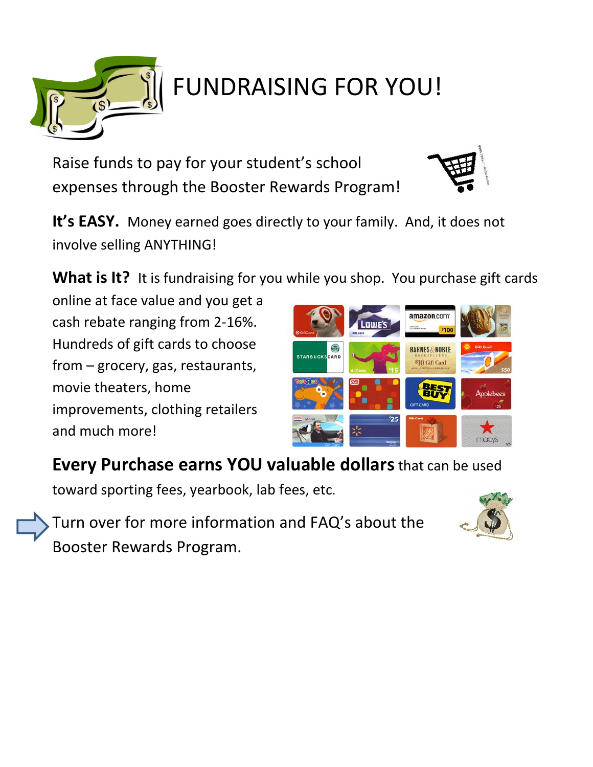# FUNDRAISING FOR YOU!

Raise funds to pay for your student's school expenses through the Booster Rewards Program!

**It's EASY.** Money earned goes directly to your family. And, it does not involve selling ANYTHING!

**What is It?** It is fundraising for you while you shop. You purchase gift cards online at face value and you get a cash rebate ranging from 2-16%. Hundreds of gift cards to choose from – grocery, gas, restaurants, movie theaters, home improvements, clothing retailers and much more!

**Every Purchase earns YOU valuable dollars** that can be used toward sporting fees, yearbook, lab fees, etc.

Turn over for more information and FAQ's about the Booster Rewards Program.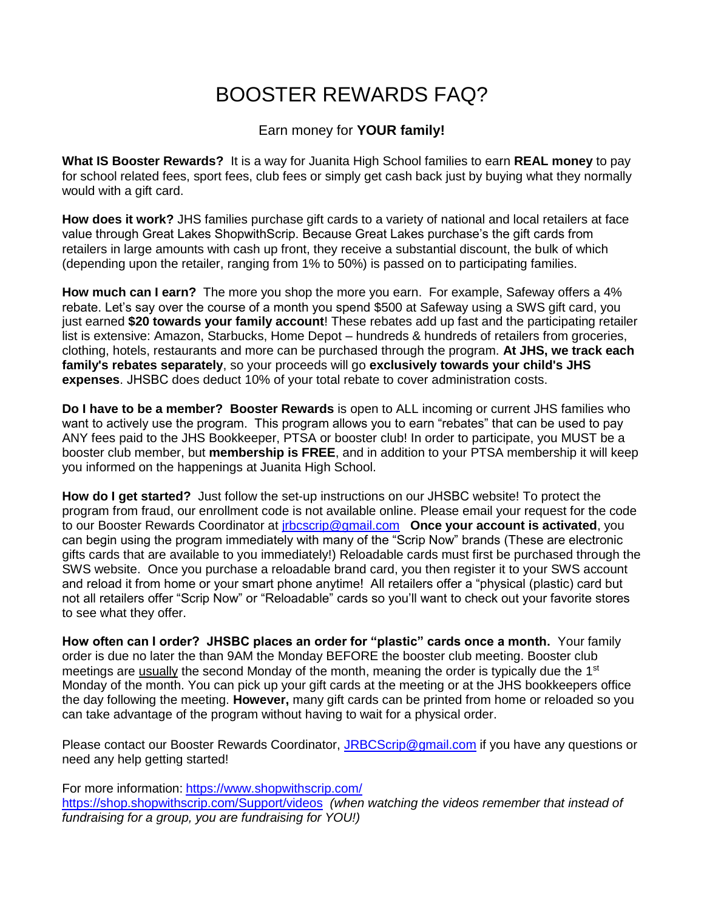# BOOSTER REWARDS FAQ?

Earn money for **YOUR family!**

**What IS Booster Rewards?** It is a way for Juanita High School families to earn **REAL money** to pay for school related fees, sport fees, club fees or simply get cash back just by buying what they normally would with a gift card.

**How does it work?** JHS families purchase gift cards to a variety of national and local retailers at face value through Great Lakes ShopwithScrip. Because Great Lakes purchase's the gift cards from retailers in large amounts with cash up front, they receive a substantial discount, the bulk of which (depending upon the retailer, ranging from 1% to 50%) is passed on to participating families.

**How much can I earn?** The more you shop the more you earn. For example, Safeway offers a 4% rebate. Let's say over the course of a month you spend $500 at Safeway using a SWS gift card, you just earned **$20 towards your family account**! These rebates add up fast and the participating retailer list is extensive: Amazon, Starbucks, Home Depot – hundreds & hundreds of retailers from groceries, clothing, hotels, restaurants and more can be purchased through the program. **At JHS, we track each family's rebates separately**, so your proceeds will go **exclusively towards your child's JHS expenses**. JHSBC does deduct 10% of your total rebate to cover administration costs.

**Do I have to be a member? Booster Rewards** is open to ALL incoming or current JHS families who want to actively use the program. This program allows you to earn "rebates" that can be used to pay ANY fees paid to the JHS Bookkeeper, PTSA or booster club! In order to participate, you MUST be a booster club member, but **membership is FREE**, and in addition to your PTSA membership it will keep you informed on the happenings at Juanita High School.

**How do I get started?** Just follow the set-up instructions on our JHSBC website! To protect the program from fraud, our enrollment code is not available online. Please email your request for the code to our Booster Rewards Coordinator at [jrbcscrip@gmail.com](mailto:jrbcscrip@gmail.com) **Once your account is activated**, you can begin using the program immediately with many of the "Scrip Now" brands (These are electronic gifts cards that are available to you immediately!) Reloadable cards must first be purchased through the SWS website. Once you purchase a reloadable brand card, you then register it to your SWS account and reload it from home or your smart phone anytime! All retailers offer a "physical (plastic) card but not all retailers offer "Scrip Now" or "Reloadable" cards so you'll want to check out your favorite stores to see what they offer.

**How often can I order? JHSBC places an order for "plastic" cards once a month.** Your family order is due no later the than 9AM the Monday BEFORE the booster club meeting. Booster club meetings are <u>usually</u> the second Monday of the month, meaning the order is typically due the 1st Monday of the month. You can pick up your gift cards at the meeting or at the JHS bookkeepers office the day following the meeting. **However,** many gift cards can be printed from home or reloaded so you can take advantage of the program without having to wait for a physical order.

Please contact our Booster Rewards Coordinator, [JRBCScrip@gmail.com](mailto:JRBCScrip@gmail.com) if you have any questions or need any help getting started!

For more information: [https://www.shopwithscrip.com/](https://www.shopwithscrip.com/)
[https://shop.shopwithscrip.com/Support/videos](https://shop.shopwithscrip.com/Support/videos) *(when watching the videos remember that instead of fundraising for a group, you are fundraising for YOU!)*